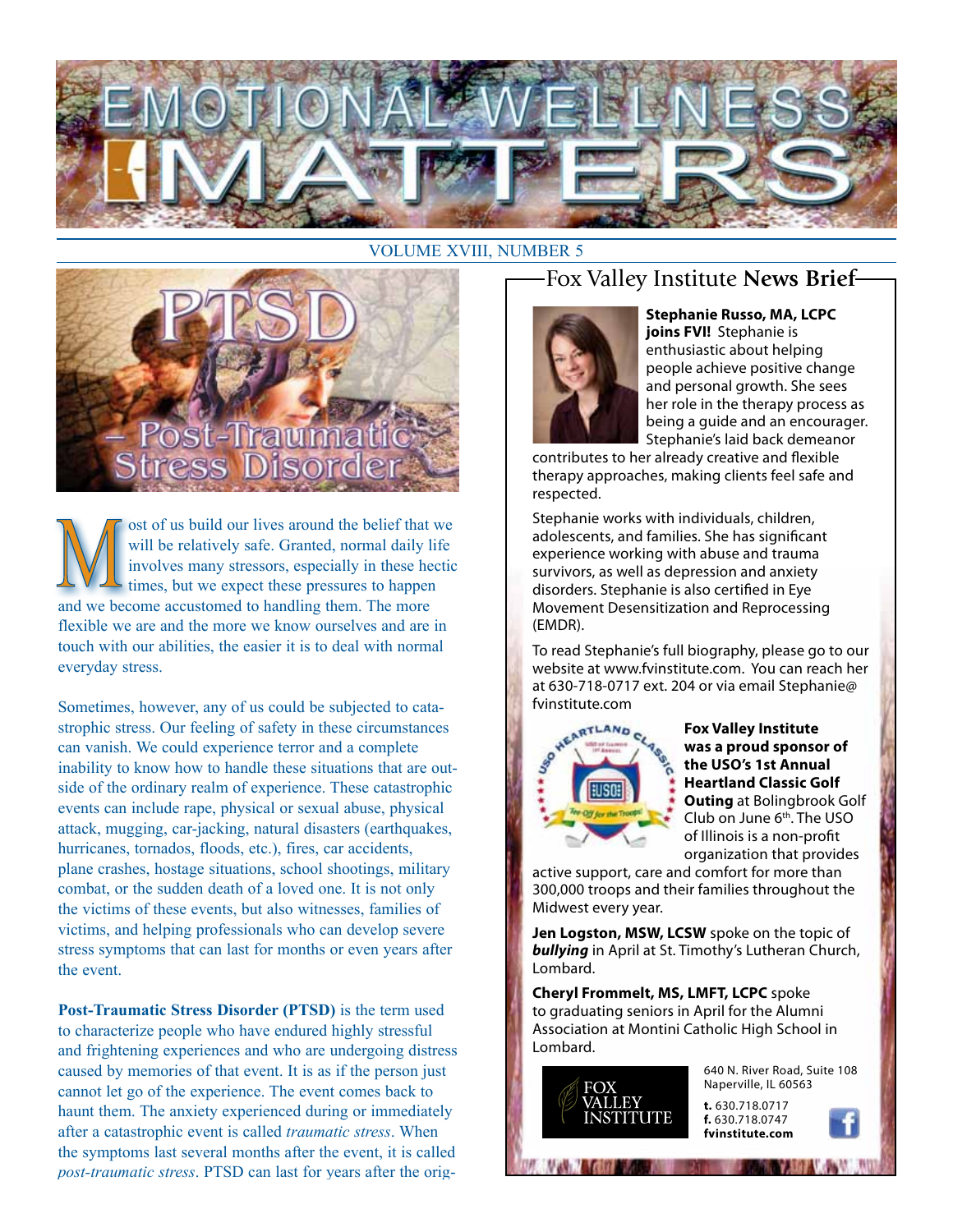# EMOTIONAL WELLNESS MATTERS

VOLUME XVIII, NUMBER 5

## PTSD – Post-Traumatic Stress Disorder

Most of us build our lives around the belief that we will be relatively safe. Granted, normal daily life involves many stressors, especially in these hectic times, but we expect these pressures to happen and we become accustomed to handling them. The more flexible we are and the more we know ourselves and are in touch with our abilities, the easier it is to deal with normal everyday stress.

Sometimes, however, any of us could be subjected to catastrophic stress. Our feeling of safety in these circumstances can vanish. We could experience terror and a complete inability to know how to handle these situations that are outside of the ordinary realm of experience. These catastrophic events can include rape, physical or sexual abuse, physical attack, mugging, car-jacking, natural disasters (earthquakes, hurricanes, tornados, floods, etc.), fires, car accidents, plane crashes, hostage situations, school shootings, military combat, or the sudden death of a loved one. It is not only the victims of these events, but also witnesses, families of victims, and helping professionals who can develop severe stress symptoms that can last for months or even years after the event.

**Post-Traumatic Stress Disorder (PTSD)** is the term used to characterize people who have endured highly stressful and frightening experiences and who are undergoing distress caused by memories of that event. It is as if the person just cannot let go of the experience. The event comes back to haunt them. The anxiety experienced during or immediately after a catastrophic event is called *traumatic stress*. When the symptoms last several months after the event, it is called *post-traumatic stress*. PTSD can last for years after the orig-

## Fox Valley Institute **News Brief**

**Stephanie Russo, MA, LCPC joins FVI!** Stephanie is enthusiastic about helping people achieve positive change and personal growth. She sees her role in the therapy process as being a guide and an encourager. Stephanie's laid back demeanor contributes to her already creative and flexible therapy approaches, making clients feel safe and respected.

Stephanie works with individuals, children, adolescents, and families. She has significant experience working with abuse and trauma survivors, as well as depression and anxiety disorders. Stephanie is also certified in Eye Movement Desensitization and Reprocessing (EMDR).

To read Stephanie's full biography, please go to our website at www.fvinstitute.com. You can reach her at 630-718-0717 ext. 204 or via email Stephanie@fvinstitute.com

**Fox Valley Institute was a proud sponsor of the USO's 1st Annual Heartland Classic Golf Outing** at Bolingbrook Golf Club on June 6th. The USO of Illinois is a non-profit organization that provides active support, care and comfort for more than 300,000 troops and their families throughout the Midwest every year.

**Jen Logston, MSW, LCSW** spoke on the topic of ***bullying*** in April at St. Timothy's Lutheran Church, Lombard.

**Cheryl Frommelt, MS, LMFT, LCPC** spoke to graduating seniors in April for the Alumni Association at Montini Catholic High School in Lombard.

FOX VALLEY INSTITUTE

640 N. River Road, Suite 108
Naperville, IL 60563

**t.** 630.718.0717
**f.** 630.718.0747
**fvinstitute.com**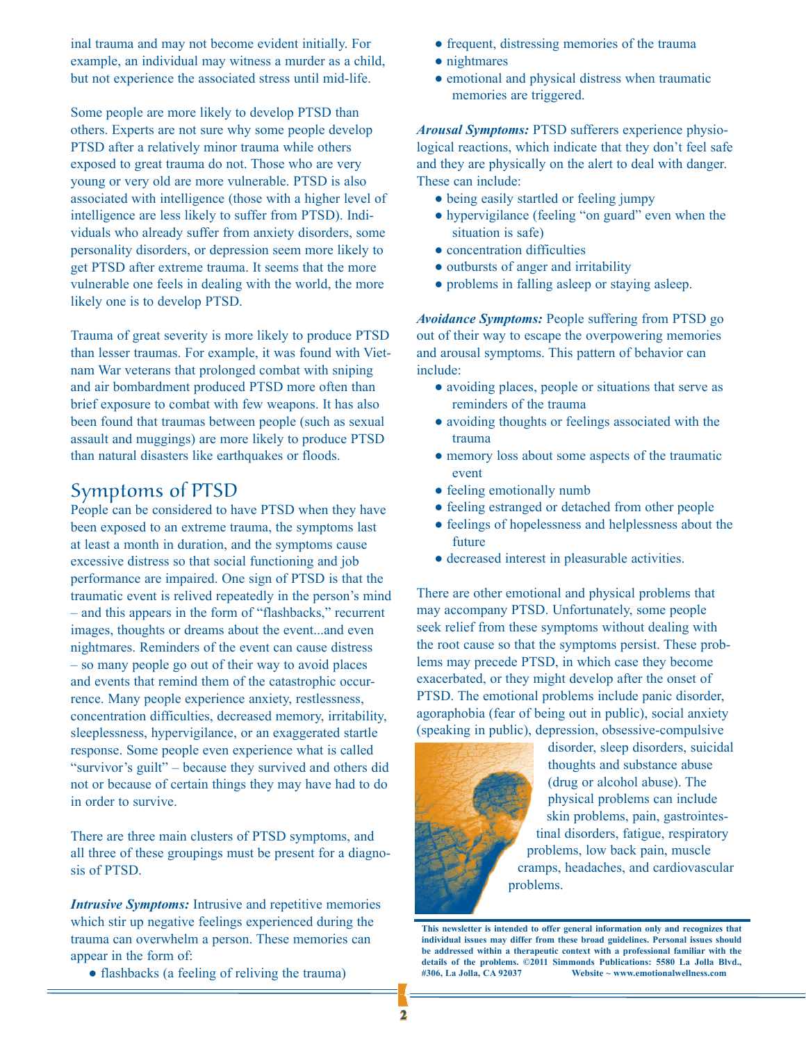inal trauma and may not become evident initially. For example, an individual may witness a murder as a child, but not experience the associated stress until mid-life.

Some people are more likely to develop PTSD than others. Experts are not sure why some people develop PTSD after a relatively minor trauma while others exposed to great trauma do not. Those who are very young or very old are more vulnerable. PTSD is also associated with intelligence (those with a higher level of intelligence are less likely to suffer from PTSD). Individuals who already suffer from anxiety disorders, some personality disorders, or depression seem more likely to get PTSD after extreme trauma. It seems that the more vulnerable one feels in dealing with the world, the more likely one is to develop PTSD.

Trauma of great severity is more likely to produce PTSD than lesser traumas. For example, it was found with Vietnam War veterans that prolonged combat with sniping and air bombardment produced PTSD more often than brief exposure to combat with few weapons. It has also been found that traumas between people (such as sexual assault and muggings) are more likely to produce PTSD than natural disasters like earthquakes or floods.

## Symptoms of PTSD

People can be considered to have PTSD when they have been exposed to an extreme trauma, the symptoms last at least a month in duration, and the symptoms cause excessive distress so that social functioning and job performance are impaired. One sign of PTSD is that the traumatic event is relived repeatedly in the person's mind – and this appears in the form of "flashbacks," recurrent images, thoughts or dreams about the event...and even nightmares. Reminders of the event can cause distress – so many people go out of their way to avoid places and events that remind them of the catastrophic occurrence. Many people experience anxiety, restlessness, concentration difficulties, decreased memory, irritability, sleeplessness, hypervigilance, or an exaggerated startle response. Some people even experience what is called "survivor's guilt" – because they survived and others did not or because of certain things they may have had to do in order to survive.

There are three main clusters of PTSD symptoms, and all three of these groupings must be present for a diagnosis of PTSD.

***Intrusive Symptoms:*** Intrusive and repetitive memories which stir up negative feelings experienced during the trauma can overwhelm a person. These memories can appear in the form of:

- flashbacks (a feeling of reliving the trauma)
- frequent, distressing memories of the trauma
- nightmares
- emotional and physical distress when traumatic memories are triggered.

***Arousal Symptoms:*** PTSD sufferers experience physiological reactions, which indicate that they don't feel safe and they are physically on the alert to deal with danger. These can include:

- being easily startled or feeling jumpy
- hypervigilance (feeling "on guard" even when the situation is safe)
- concentration difficulties
- outbursts of anger and irritability
- problems in falling asleep or staying asleep.

***Avoidance Symptoms:*** People suffering from PTSD go out of their way to escape the overpowering memories and arousal symptoms. This pattern of behavior can include:

- avoiding places, people or situations that serve as reminders of the trauma
- avoiding thoughts or feelings associated with the trauma
- memory loss about some aspects of the traumatic event
- feeling emotionally numb
- feeling estranged or detached from other people
- feelings of hopelessness and helplessness about the future
- decreased interest in pleasurable activities.

There are other emotional and physical problems that may accompany PTSD. Unfortunately, some people seek relief from these symptoms without dealing with the root cause so that the symptoms persist. These problems may precede PTSD, in which case they become exacerbated, or they might develop after the onset of PTSD. The emotional problems include panic disorder, agoraphobia (fear of being out in public), social anxiety (speaking in public), depression, obsessive-compulsive disorder, sleep disorders, suicidal thoughts and substance abuse (drug or alcohol abuse). The physical problems can include skin problems, pain, gastrointestinal disorders, fatigue, respiratory problems, low back pain, muscle cramps, headaches, and cardiovascular problems.

**This newsletter is intended to offer general information only and recognizes that individual issues may differ from these broad guidelines. Personal issues should be addressed within a therapeutic context with a professional familiar with the details of the problems. ©2011 Simmonds Publications: 5580 La Jolla Blvd., #306, La Jolla, CA 92037 Website ~ www.emotionalwellness.com**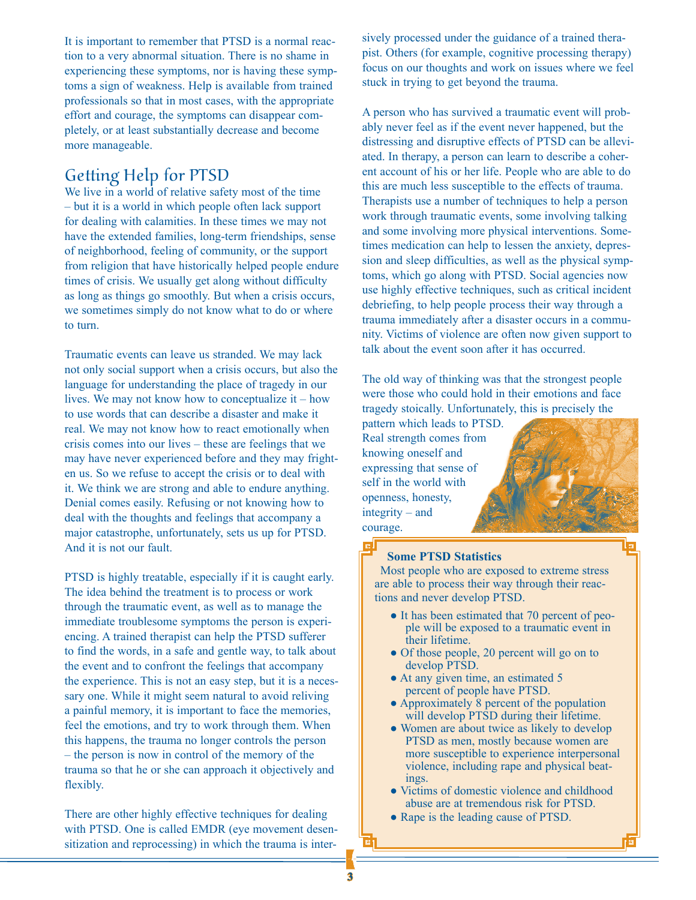It is important to remember that PTSD is a normal reaction to a very abnormal situation. There is no shame in experiencing these symptoms, nor is having these symptoms a sign of weakness. Help is available from trained professionals so that in most cases, with the appropriate effort and courage, the symptoms can disappear completely, or at least substantially decrease and become more manageable.

## Getting Help for PTSD

We live in a world of relative safety most of the time – but it is a world in which people often lack support for dealing with calamities. In these times we may not have the extended families, long-term friendships, sense of neighborhood, feeling of community, or the support from religion that have historically helped people endure times of crisis. We usually get along without difficulty as long as things go smoothly. But when a crisis occurs, we sometimes simply do not know what to do or where to turn.

Traumatic events can leave us stranded. We may lack not only social support when a crisis occurs, but also the language for understanding the place of tragedy in our lives. We may not know how to conceptualize it – how to use words that can describe a disaster and make it real. We may not know how to react emotionally when crisis comes into our lives – these are feelings that we may have never experienced before and they may frighten us. So we refuse to accept the crisis or to deal with it. We think we are strong and able to endure anything. Denial comes easily. Refusing or not knowing how to deal with the thoughts and feelings that accompany a major catastrophe, unfortunately, sets us up for PTSD. And it is not our fault.

PTSD is highly treatable, especially if it is caught early. The idea behind the treatment is to process or work through the traumatic event, as well as to manage the immediate troublesome symptoms the person is experiencing. A trained therapist can help the PTSD sufferer to find the words, in a safe and gentle way, to talk about the event and to confront the feelings that accompany the experience. This is not an easy step, but it is a necessary one. While it might seem natural to avoid reliving a painful memory, it is important to face the memories, feel the emotions, and try to work through them. When this happens, the trauma no longer controls the person – the person is now in control of the memory of the trauma so that he or she can approach it objectively and flexibly.

There are other highly effective techniques for dealing with PTSD. One is called EMDR (eye movement desensitization and reprocessing) in which the trauma is intensively processed under the guidance of a trained therapist. Others (for example, cognitive processing therapy) focus on our thoughts and work on issues where we feel stuck in trying to get beyond the trauma.

A person who has survived a traumatic event will probably never feel as if the event never happened, but the distressing and disruptive effects of PTSD can be alleviated. In therapy, a person can learn to describe a coherent account of his or her life. People who are able to do this are much less susceptible to the effects of trauma. Therapists use a number of techniques to help a person work through traumatic events, some involving talking and some involving more physical interventions. Sometimes medication can help to lessen the anxiety, depression and sleep difficulties, as well as the physical symptoms, which go along with PTSD. Social agencies now use highly effective techniques, such as critical incident debriefing, to help people process their way through a trauma immediately after a disaster occurs in a community. Victims of violence are often now given support to talk about the event soon after it has occurred.

The old way of thinking was that the strongest people were those who could hold in their emotions and face tragedy stoically. Unfortunately, this is precisely the pattern which leads to PTSD. Real strength comes from knowing oneself and expressing that sense of self in the world with openness, honesty, integrity – and courage.

**Some PTSD Statistics**

Most people who are exposed to extreme stress are able to process their way through their reactions and never develop PTSD.

- It has been estimated that 70 percent of people will be exposed to a traumatic event in their lifetime.
- Of those people, 20 percent will go on to develop PTSD.
- At any given time, an estimated 5 percent of people have PTSD.
- Approximately 8 percent of the population will develop PTSD during their lifetime.
- Women are about twice as likely to develop PTSD as men, mostly because women are more susceptible to experience interpersonal violence, including rape and physical beatings.
- Victims of domestic violence and childhood abuse are at tremendous risk for PTSD.
- Rape is the leading cause of PTSD.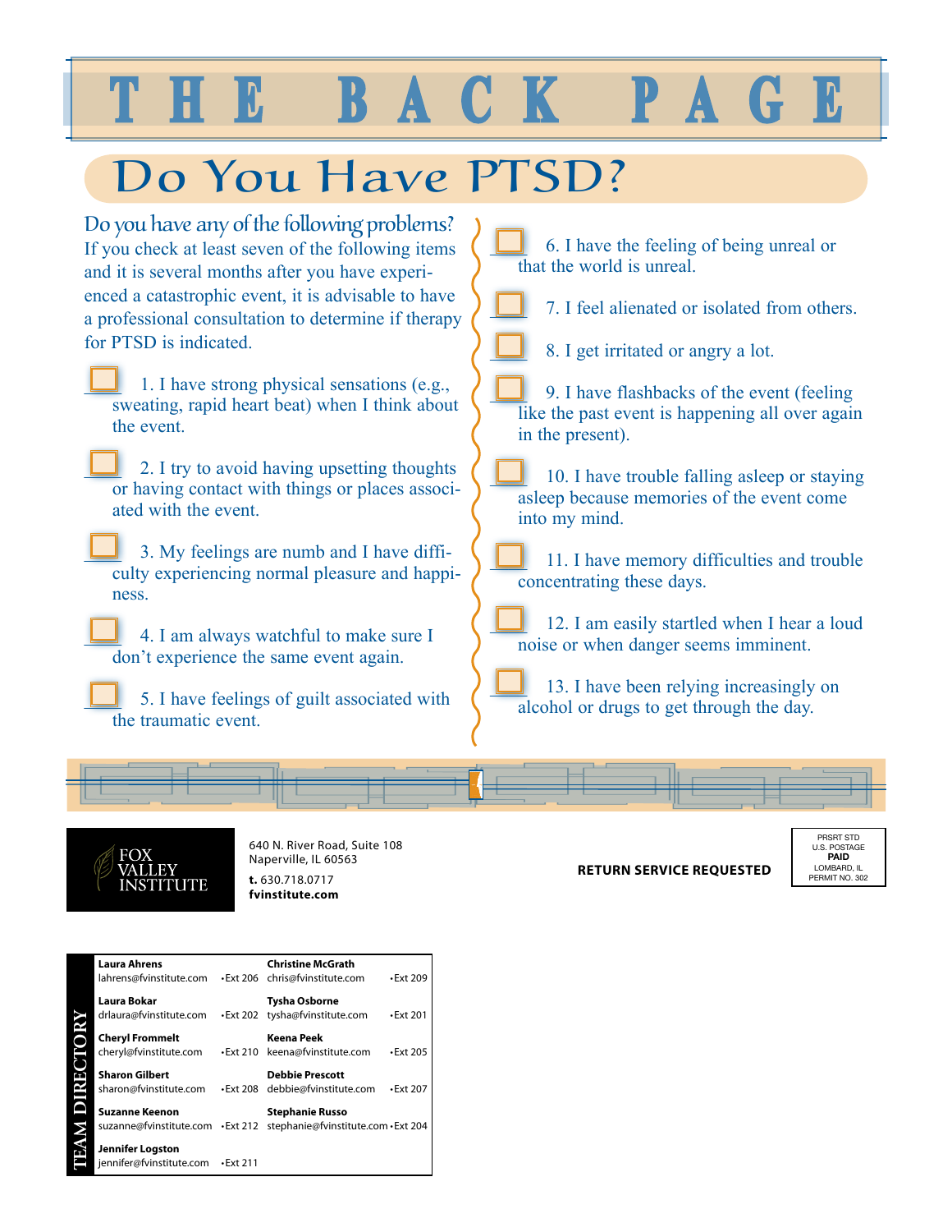# THE BACK PAGE

## Do You Have PTSD?

### Do you have any of the following problems?

If you check at least seven of the following items and it is several months after you have experienced a catastrophic event, it is advisable to have a professional consultation to determine if therapy for PTSD is indicated.

- [ ] 1. I have strong physical sensations (e.g., sweating, rapid heart beat) when I think about the event.
- [ ] 2. I try to avoid having upsetting thoughts or having contact with things or places associated with the event.
- [ ] 3. My feelings are numb and I have difficulty experiencing normal pleasure and happiness.
- [ ] 4. I am always watchful to make sure I don't experience the same event again.
- [ ] 5. I have feelings of guilt associated with the traumatic event.
- [ ] 6. I have the feeling of being unreal or that the world is unreal.
- [ ] 7. I feel alienated or isolated from others.
- [ ] 8. I get irritated or angry a lot.
- [ ] 9. I have flashbacks of the event (feeling like the past event is happening all over again in the present).
- [ ] 10. I have trouble falling asleep or staying asleep because memories of the event come into my mind.
- [ ] 11. I have memory difficulties and trouble concentrating these days.
- [ ] 12. I am easily startled when I hear a loud noise or when danger seems imminent.
- [ ] 13. I have been relying increasingly on alcohol or drugs to get through the day.

FOX VALLEY INSTITUTE

640 N. River Road, Suite 108
Naperville, IL 60563

**t.** 630.718.0717
**fvinstitute.com**

**RETURN SERVICE REQUESTED**

PRSRT STD
U.S. POSTAGE
**PAID**
LOMBARD, IL
PERMIT NO. 302

### TEAM DIRECTORY

| | | | |
|---|---|---|---|
| **Laura Ahrens** lahrens@fvinstitute.com | • Ext 206 | **Christine McGrath** chris@fvinstitute.com | • Ext 209 |
| **Laura Bokar** drlaura@fvinstitute.com | • Ext 202 | **Tysha Osborne** tysha@fvinstitute.com | • Ext 201 |
| **Cheryl Frommelt** cheryl@fvinstitute.com | • Ext 210 | **Keena Peek** keena@fvinstitute.com | • Ext 205 |
| **Sharon Gilbert** sharon@fvinstitute.com | • Ext 208 | **Debbie Prescott** debbie@fvinstitute.com | • Ext 207 |
| **Suzanne Keenon** suzanne@fvinstitute.com | • Ext 212 | **Stephanie Russo** stephanie@fvinstitute.com | • Ext 204 |
| **Jennifer Logston** jennifer@fvinstitute.com | • Ext 211 | | |